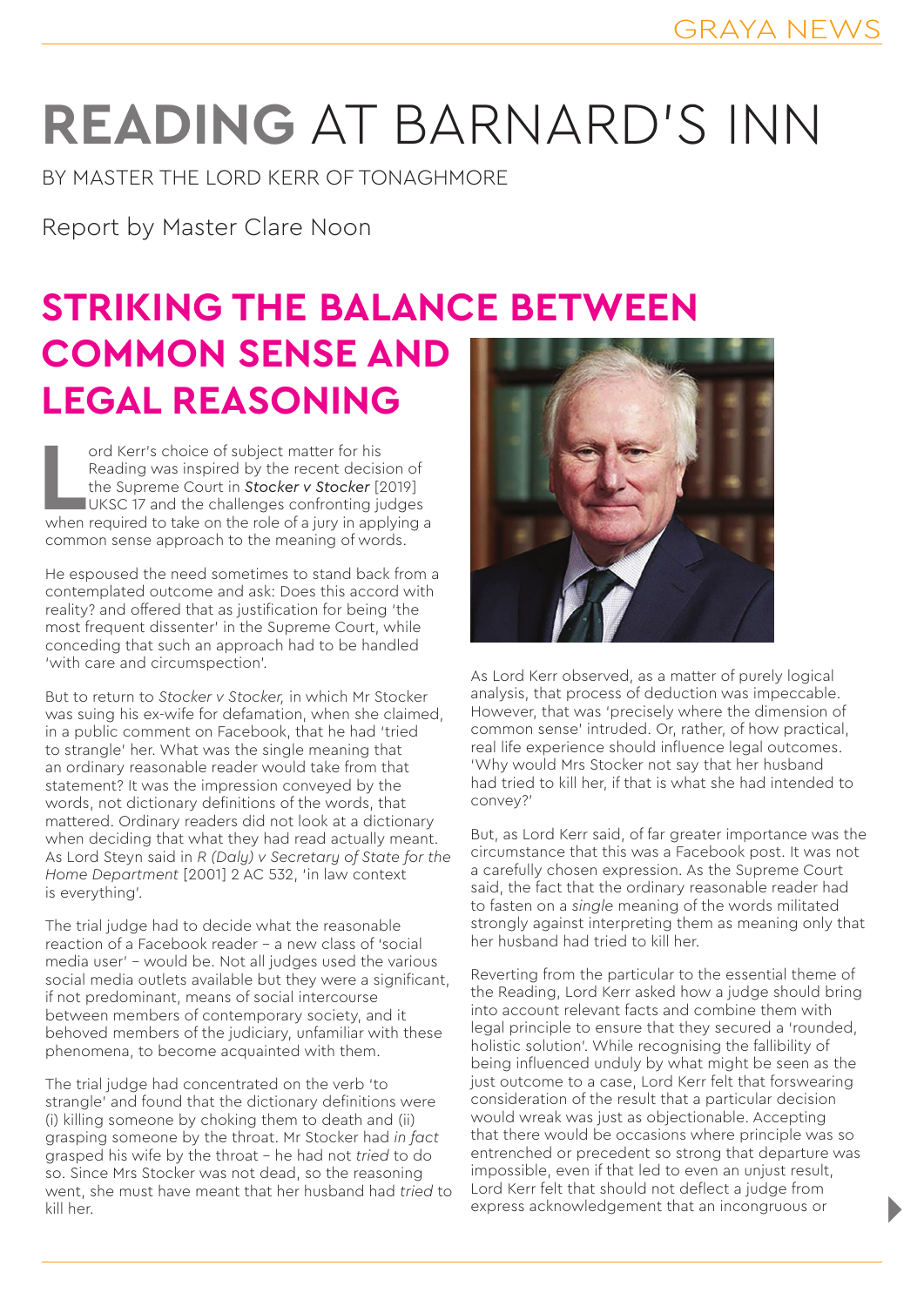# READING AT BARNARD'S INN

BY MASTER THE LORD KERR OF TONAGHMORE

Report by Master Clare Noon

## STRIKING THE BALANCE BETWEEN COMMON SENSE AND LEGAL REASONING

Lord Kerr's choice of subject matter for his Reading was inspired by the recent decision of the Supreme Court in ***Stocker v Stocker*** [2019] UKSC 17 and the challenges confronting judges when required to take on the role of a jury in applying a common sense approach to the meaning of words.

He espoused the need sometimes to stand back from a contemplated outcome and ask: Does this accord with reality? and offered that as justification for being 'the most frequent dissenter' in the Supreme Court, while conceding that such an approach had to be handled 'with care and circumspection'.

But to return to *Stocker v Stocker,* in which Mr Stocker was suing his ex-wife for defamation, when she claimed, in a public comment on Facebook, that he had 'tried to strangle' her. What was the single meaning that an ordinary reasonable reader would take from that statement? It was the impression conveyed by the words, not dictionary definitions of the words, that mattered. Ordinary readers did not look at a dictionary when deciding that what they had read actually meant. As Lord Steyn said in *R (Daly) v Secretary of State for the Home Department* [2001] 2 AC 532, 'in law context is everything'.

The trial judge had to decide what the reasonable reaction of a Facebook reader – a new class of 'social media user' – would be. Not all judges used the various social media outlets available but they were a significant, if not predominant, means of social intercourse between members of contemporary society, and it behoved members of the judiciary, unfamiliar with these phenomena, to become acquainted with them.

The trial judge had concentrated on the verb 'to strangle' and found that the dictionary definitions were (i) killing someone by choking them to death and (ii) grasping someone by the throat. Mr Stocker had *in fact* grasped his wife by the throat – he had not *tried* to do so. Since Mrs Stocker was not dead, so the reasoning went, she must have meant that her husband had *tried* to kill her.

As Lord Kerr observed, as a matter of purely logical analysis, that process of deduction was impeccable. However, that was 'precisely where the dimension of common sense' intruded. Or, rather, of how practical, real life experience should influence legal outcomes. 'Why would Mrs Stocker not say that her husband had tried to kill her, if that is what she had intended to convey?'

But, as Lord Kerr said, of far greater importance was the circumstance that this was a Facebook post. It was not a carefully chosen expression. As the Supreme Court said, the fact that the ordinary reasonable reader had to fasten on a *single* meaning of the words militated strongly against interpreting them as meaning only that her husband had tried to kill her.

Reverting from the particular to the essential theme of the Reading, Lord Kerr asked how a judge should bring into account relevant facts and combine them with legal principle to ensure that they secured a 'rounded, holistic solution'. While recognising the fallibility of being influenced unduly by what might be seen as the just outcome to a case, Lord Kerr felt that forswearing consideration of the result that a particular decision would wreak was just as objectionable. Accepting that there would be occasions where principle was so entrenched or precedent so strong that departure was impossible, even if that led to even an unjust result, Lord Kerr felt that should not deflect a judge from express acknowledgement that an incongruous or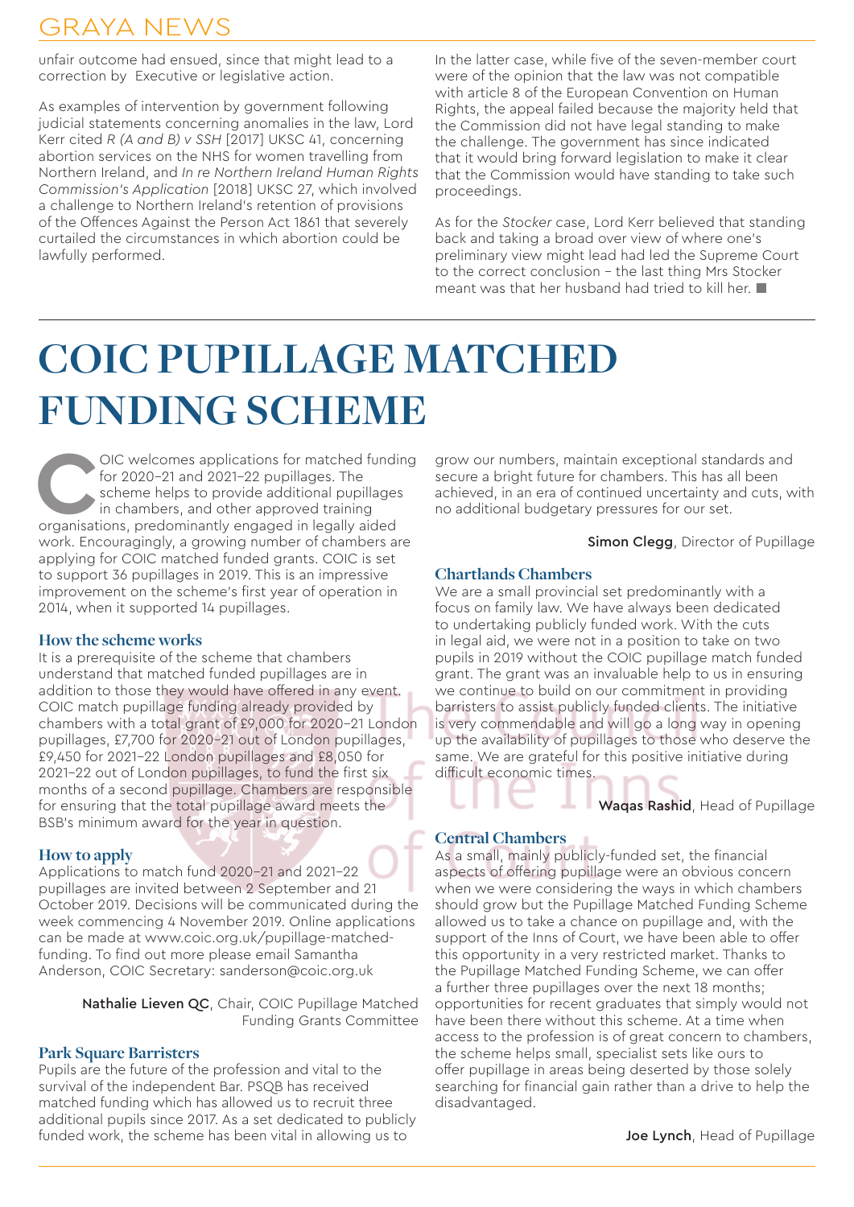unfair outcome had ensued, since that might lead to a correction by Executive or legislative action.

As examples of intervention by government following judicial statements concerning anomalies in the law, Lord Kerr cited *R (A and B) v SSH* [2017] UKSC 41, concerning abortion services on the NHS for women travelling from Northern Ireland, and *In re Northern Ireland Human Rights Commission's Application* [2018] UKSC 27, which involved a challenge to Northern Ireland's retention of provisions of the Offences Against the Person Act 1861 that severely curtailed the circumstances in which abortion could be lawfully performed.

In the latter case, while five of the seven-member court were of the opinion that the law was not compatible with article 8 of the European Convention on Human Rights, the appeal failed because the majority held that the Commission did not have legal standing to make the challenge. The government has since indicated that it would bring forward legislation to make it clear that the Commission would have standing to take such proceedings.

As for the *Stocker* case, Lord Kerr believed that standing back and taking a broad over view of where one's preliminary view might lead had led the Supreme Court to the correct conclusion – the last thing Mrs Stocker meant was that her husband had tried to kill her. ■

# COIC PUPILLAGE MATCHED FUNDING SCHEME

COIC welcomes applications for matched funding for 2020–21 and 2021–22 pupillages. The scheme helps to provide additional pupillages in chambers, and other approved training organisations, predominantly engaged in legally aided work. Encouragingly, a growing number of chambers are applying for COIC matched funded grants. COIC is set to support 36 pupillages in 2019. This is an impressive improvement on the scheme's first year of operation in 2014, when it supported 14 pupillages.

### How the scheme works

It is a prerequisite of the scheme that chambers understand that matched funded pupillages are in addition to those they would have offered in any event. COIC match pupillage funding already provided by chambers with a total grant of £9,000 for 2020–21 London pupillages, £7,700 for 2020–21 out of London pupillages, £9,450 for 2021–22 London pupillages and £8,050 for 2021–22 out of London pupillages, to fund the first six months of a second pupillage. Chambers are responsible for ensuring that the total pupillage award meets the BSB's minimum award for the year in question.

### How to apply

Applications to match fund 2020–21 and 2021–22 pupillages are invited between 2 September and 21 October 2019. Decisions will be communicated during the week commencing 4 November 2019. Online applications can be made at www.coic.org.uk/pupillage-matched-funding. To find out more please email Samantha Anderson, COIC Secretary: sanderson@coic.org.uk

**Nathalie Lieven QC**, Chair, COIC Pupillage Matched Funding Grants Committee

### Park Square Barristers

Pupils are the future of the profession and vital to the survival of the independent Bar. PSQB has received matched funding which has allowed us to recruit three additional pupils since 2017. As a set dedicated to publicly funded work, the scheme has been vital in allowing us to grow our numbers, maintain exceptional standards and secure a bright future for chambers. This has all been achieved, in an era of continued uncertainty and cuts, with no additional budgetary pressures for our set.

**Simon Clegg**, Director of Pupillage

### Chartlands Chambers

We are a small provincial set predominantly with a focus on family law. We have always been dedicated to undertaking publicly funded work. With the cuts in legal aid, we were not in a position to take on two pupils in 2019 without the COIC pupillage match funded grant. The grant was an invaluable help to us in ensuring we continue to build on our commitment in providing barristers to assist publicly funded clients. The initiative is very commendable and will go a long way in opening up the availability of pupillages to those who deserve the same. We are grateful for this positive initiative during difficult economic times.

**Waqas Rashid**, Head of Pupillage

### Central Chambers

As a small, mainly publicly-funded set, the financial aspects of offering pupillage were an obvious concern when we were considering the ways in which chambers should grow but the Pupillage Matched Funding Scheme allowed us to take a chance on pupillage and, with the support of the Inns of Court, we have been able to offer this opportunity in a very restricted market. Thanks to the Pupillage Matched Funding Scheme, we can offer a further three pupillages over the next 18 months; opportunities for recent graduates that simply would not have been there without this scheme. At a time when access to the profession is of great concern to chambers, the scheme helps small, specialist sets like ours to offer pupillage in areas being deserted by those solely searching for financial gain rather than a drive to help the disadvantaged.

**Joe Lynch**, Head of Pupillage